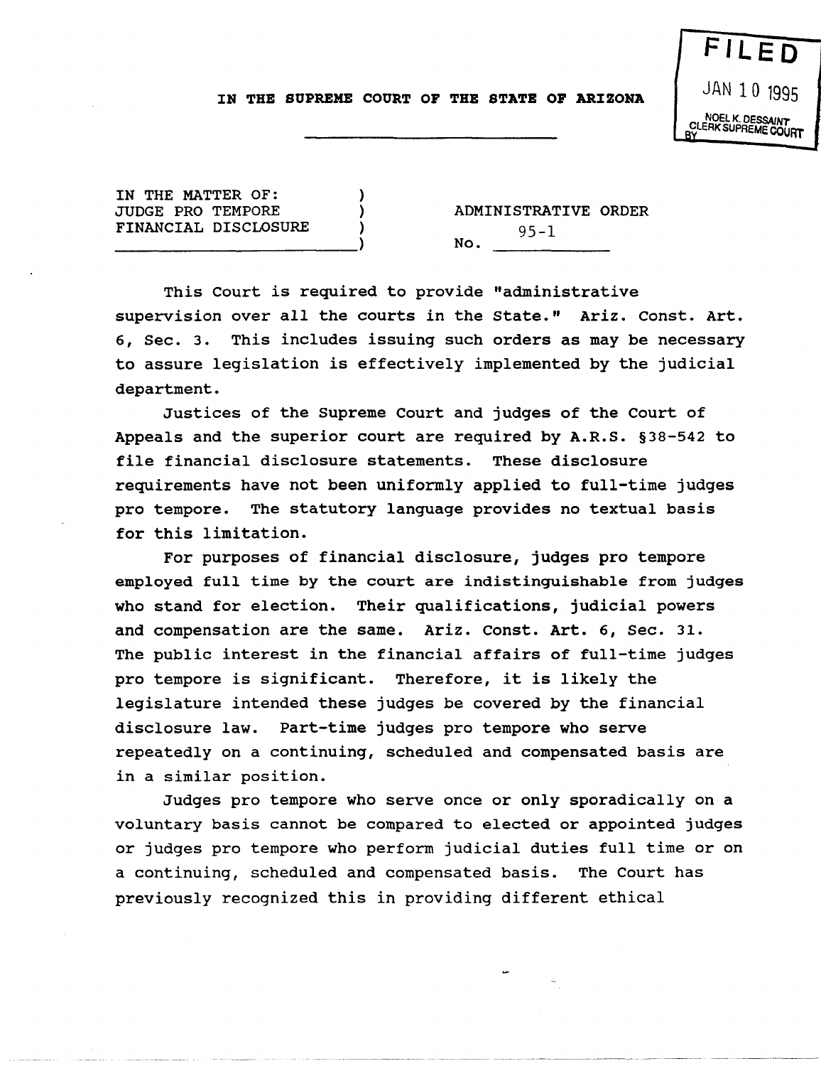FILED

JAN 10 1995

NOEL K. DESSAINT
CLERK SUPREME COURT
BY

**IN THE SUPREME COURT OF THE STATE OF ARIZONA**

IN THE MATTER OF:
JUDGE PRO TEMPORE
FINANCIAL DISCLOSURE

ADMINISTRATIVE ORDER
No. 95-1

This Court is required to provide "administrative supervision over all the courts in the State." Ariz. Const. Art. 6, Sec. 3. This includes issuing such orders as may be necessary to assure legislation is effectively implemented by the judicial department.

Justices of the Supreme Court and judges of the Court of Appeals and the superior court are required by A.R.S. §38-542 to file financial disclosure statements. These disclosure requirements have not been uniformly applied to full-time judges pro tempore. The statutory language provides no textual basis for this limitation.

For purposes of financial disclosure, judges pro tempore employed full time by the court are indistinguishable from judges who stand for election. Their qualifications, judicial powers and compensation are the same. Ariz. Const. Art. 6, Sec. 31. The public interest in the financial affairs of full-time judges pro tempore is significant. Therefore, it is likely the legislature intended these judges be covered by the financial disclosure law. Part-time judges pro tempore who serve repeatedly on a continuing, scheduled and compensated basis are in a similar position.

Judges pro tempore who serve once or only sporadically on a voluntary basis cannot be compared to elected or appointed judges or judges pro tempore who perform judicial duties full time or on a continuing, scheduled and compensated basis. The Court has previously recognized this in providing different ethical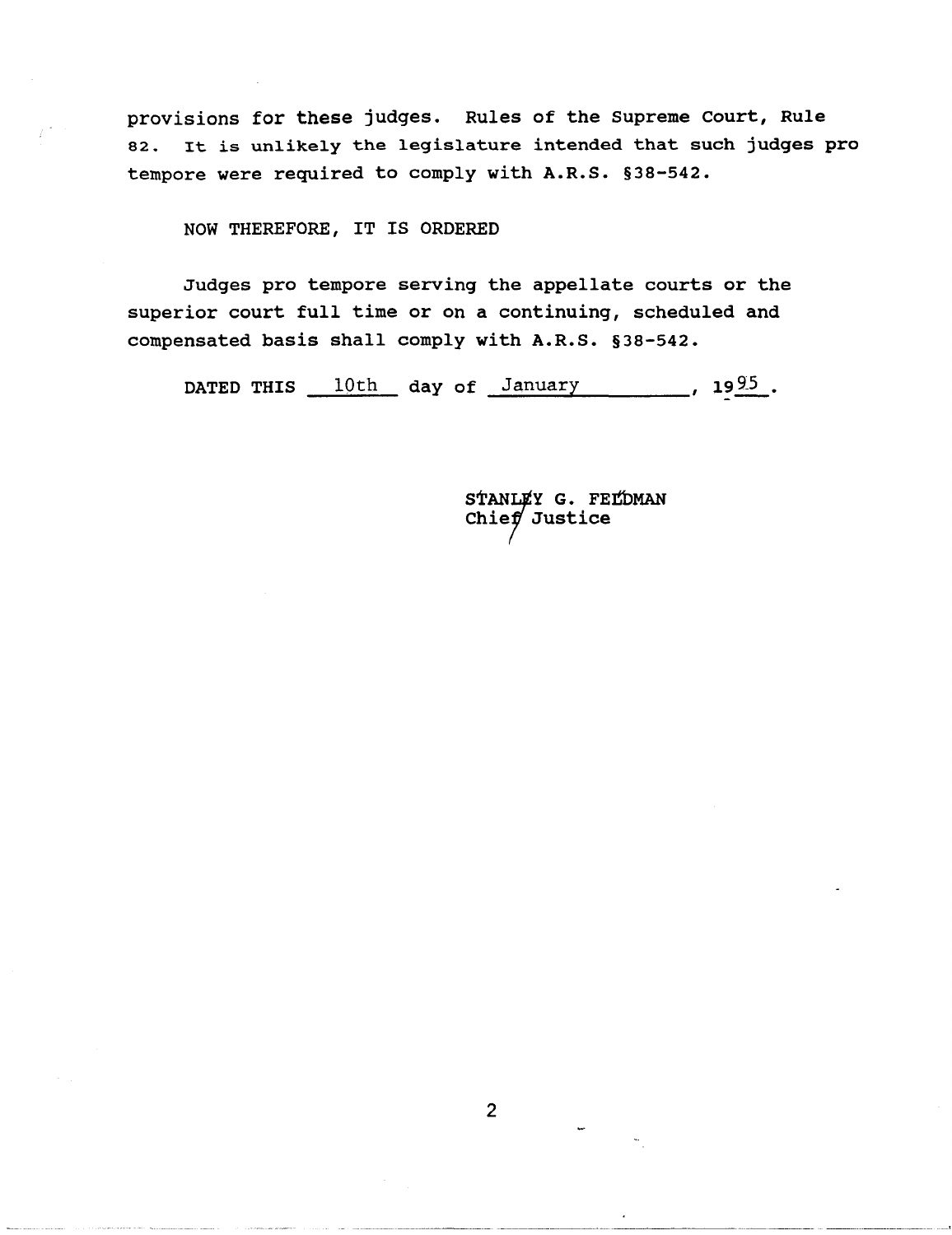provisions for these judges. Rules of the Supreme Court, Rule 82. It is unlikely the legislature intended that such judges pro tempore were required to comply with A.R.S. §38-542.

NOW THEREFORE, IT IS ORDERED

Judges pro tempore serving the appellate courts or the superior court full time or on a continuing, scheduled and compensated basis shall comply with A.R.S. §38-542.

DATED THIS 10th day of January, 1995.

STANLEY G. FELDMAN
Chief Justice